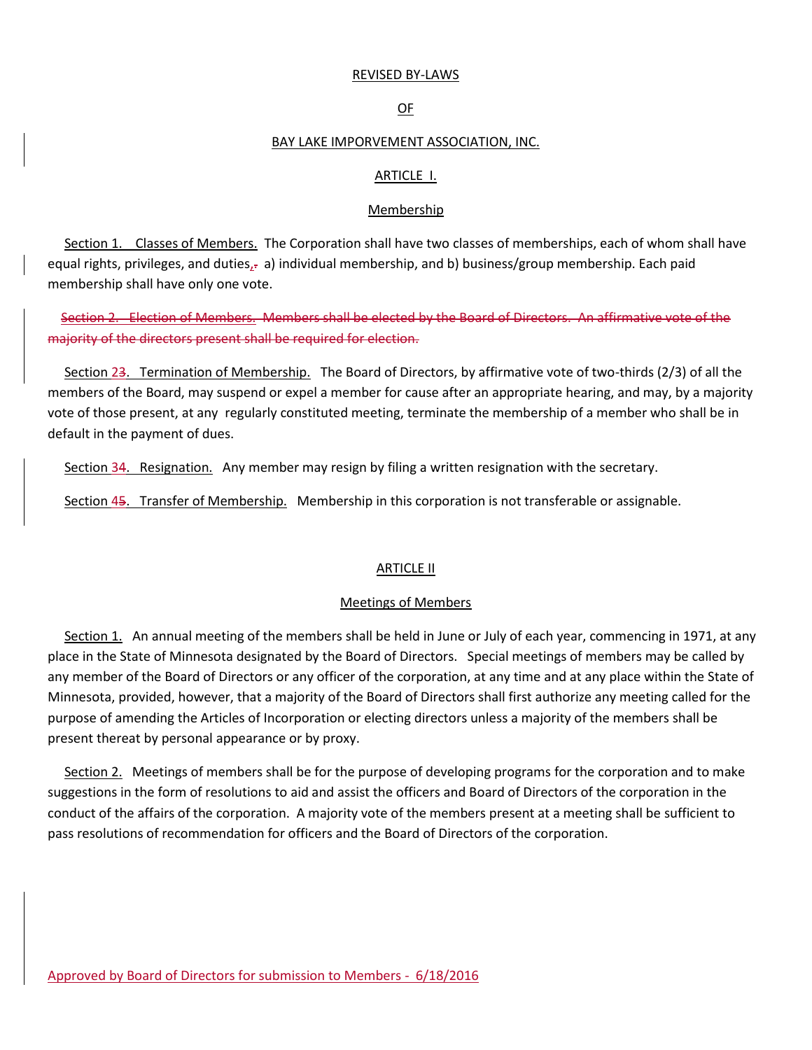REVISED BY-LAWS

OF

BAY LAKE IMPORVEMENT ASSOCIATION, INC.

ARTICLE I.

Membership

Section 1. Classes of Members. The Corporation shall have two classes of memberships, each of whom shall have equal rights, privileges, and duties, a) individual membership, and b) business/group membership. Each paid membership shall have only one vote.

~~Section 2. Election of Members. Members shall be elected by the Board of Directors. An affirmative vote of the majority of the directors present shall be required for election.~~

Section 2~~3~~. Termination of Membership. The Board of Directors, by affirmative vote of two-thirds (2/3) of all the members of the Board, may suspend or expel a member for cause after an appropriate hearing, and may, by a majority vote of those present, at any regularly constituted meeting, terminate the membership of a member who shall be in default in the payment of dues.

Section 3~~4~~. Resignation. Any member may resign by filing a written resignation with the secretary.

Section 4~~5~~. Transfer of Membership. Membership in this corporation is not transferable or assignable.

ARTICLE II

Meetings of Members

Section 1. An annual meeting of the members shall be held in June or July of each year, commencing in 1971, at any place in the State of Minnesota designated by the Board of Directors. Special meetings of members may be called by any member of the Board of Directors or any officer of the corporation, at any time and at any place within the State of Minnesota, provided, however, that a majority of the Board of Directors shall first authorize any meeting called for the purpose of amending the Articles of Incorporation or electing directors unless a majority of the members shall be present thereat by personal appearance or by proxy.

Section 2. Meetings of members shall be for the purpose of developing programs for the corporation and to make suggestions in the form of resolutions to aid and assist the officers and Board of Directors of the corporation in the conduct of the affairs of the corporation. A majority vote of the members present at a meeting shall be sufficient to pass resolutions of recommendation for officers and the Board of Directors of the corporation.

Approved by Board of Directors for submission to Members - 6/18/2016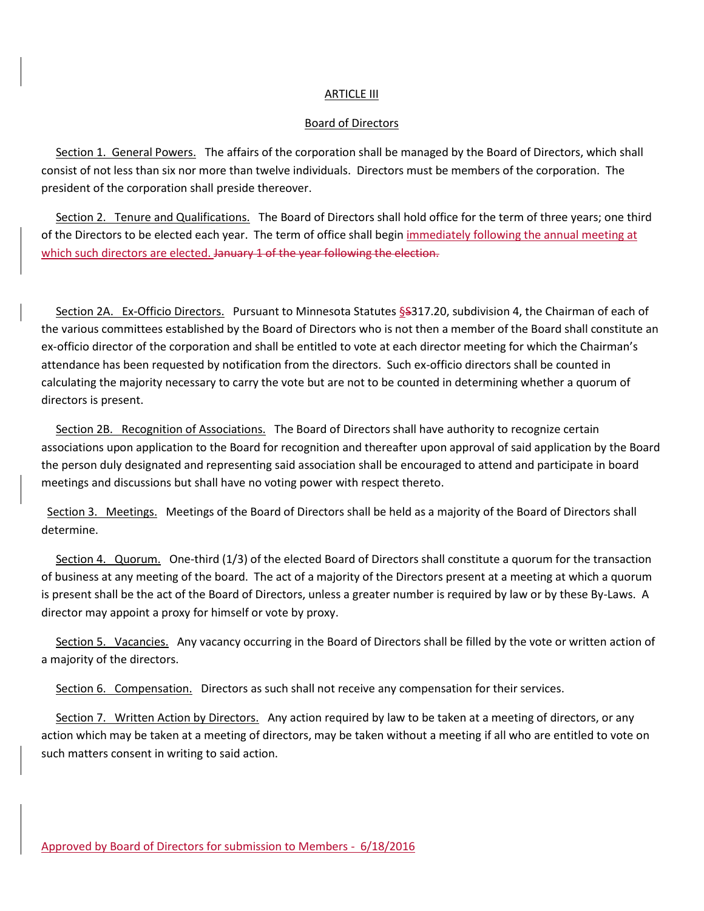ARTICLE III

Board of Directors

Section 1. General Powers. The affairs of the corporation shall be managed by the Board of Directors, which shall consist of not less than six nor more than twelve individuals. Directors must be members of the corporation. The president of the corporation shall preside thereover.

Section 2. Tenure and Qualifications. The Board of Directors shall hold office for the term of three years; one third of the Directors to be elected each year. The term of office shall begin immediately following the annual meeting at which such directors are elected. ~~January 1 of the year following the election.~~

Section 2A. Ex-Officio Directors. Pursuant to Minnesota Statutes §~~S~~317.20, subdivision 4, the Chairman of each of the various committees established by the Board of Directors who is not then a member of the Board shall constitute an ex-officio director of the corporation and shall be entitled to vote at each director meeting for which the Chairman's attendance has been requested by notification from the directors. Such ex-officio directors shall be counted in calculating the majority necessary to carry the vote but are not to be counted in determining whether a quorum of directors is present.

Section 2B. Recognition of Associations. The Board of Directors shall have authority to recognize certain associations upon application to the Board for recognition and thereafter upon approval of said application by the Board the person duly designated and representing said association shall be encouraged to attend and participate in board meetings and discussions but shall have no voting power with respect thereto.

Section 3. Meetings. Meetings of the Board of Directors shall be held as a majority of the Board of Directors shall determine.

Section 4. Quorum. One-third (1/3) of the elected Board of Directors shall constitute a quorum for the transaction of business at any meeting of the board. The act of a majority of the Directors present at a meeting at which a quorum is present shall be the act of the Board of Directors, unless a greater number is required by law or by these By-Laws. A director may appoint a proxy for himself or vote by proxy.

Section 5. Vacancies. Any vacancy occurring in the Board of Directors shall be filled by the vote or written action of a majority of the directors.

Section 6. Compensation. Directors as such shall not receive any compensation for their services.

Section 7. Written Action by Directors. Any action required by law to be taken at a meeting of directors, or any action which may be taken at a meeting of directors, may be taken without a meeting if all who are entitled to vote on such matters consent in writing to said action.

Approved by Board of Directors for submission to Members - 6/18/2016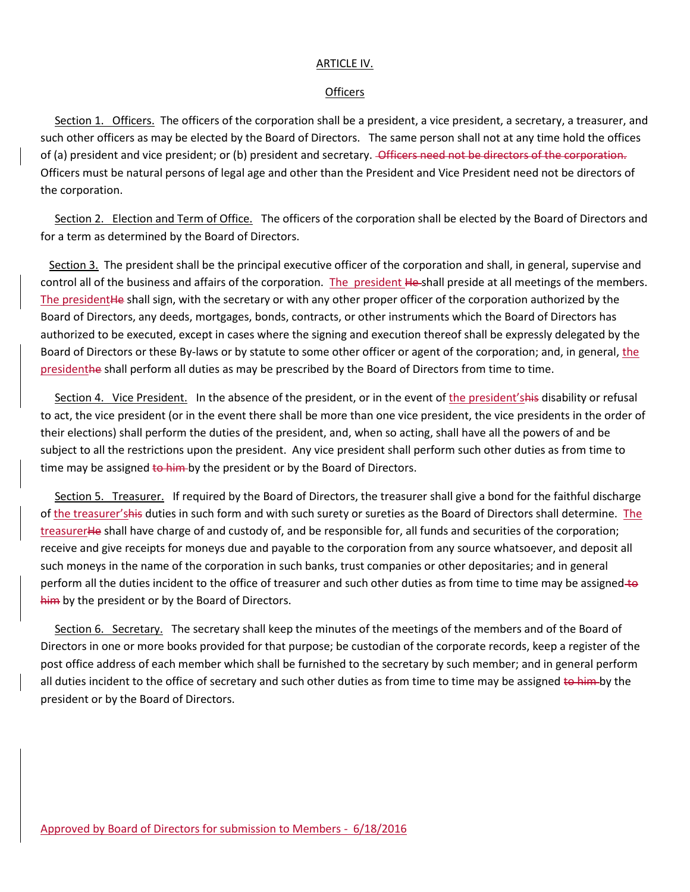ARTICLE IV.

Officers

Section 1. Officers. The officers of the corporation shall be a president, a vice president, a secretary, a treasurer, and such other officers as may be elected by the Board of Directors. The same person shall not at any time hold the offices of (a) president and vice president; or (b) president and secretary. ~~Officers need not be directors of the corporation.~~ Officers must be natural persons of legal age and other than the President and Vice President need not be directors of the corporation.

Section 2. Election and Term of Office. The officers of the corporation shall be elected by the Board of Directors and for a term as determined by the Board of Directors.

Section 3. The president shall be the principal executive officer of the corporation and shall, in general, supervise and control all of the business and affairs of the corporation. The president ~~He~~ shall preside at all meetings of the members. The president~~He~~ shall sign, with the secretary or with any other proper officer of the corporation authorized by the Board of Directors, any deeds, mortgages, bonds, contracts, or other instruments which the Board of Directors has authorized to be executed, except in cases where the signing and execution thereof shall be expressly delegated by the Board of Directors or these By-laws or by statute to some other officer or agent of the corporation; and, in general, the president~~he~~ shall perform all duties as may be prescribed by the Board of Directors from time to time.

Section 4. Vice President. In the absence of the president, or in the event of the president's~~his~~ disability or refusal to act, the vice president (or in the event there shall be more than one vice president, the vice presidents in the order of their elections) shall perform the duties of the president, and, when so acting, shall have all the powers of and be subject to all the restrictions upon the president. Any vice president shall perform such other duties as from time to time may be assigned ~~to him~~ by the president or by the Board of Directors.

Section 5. Treasurer. If required by the Board of Directors, the treasurer shall give a bond for the faithful discharge of the treasurer's~~his~~ duties in such form and with such surety or sureties as the Board of Directors shall determine. The treasurer~~He~~ shall have charge of and custody of, and be responsible for, all funds and securities of the corporation; receive and give receipts for moneys due and payable to the corporation from any source whatsoever, and deposit all such moneys in the name of the corporation in such banks, trust companies or other depositaries; and in general perform all the duties incident to the office of treasurer and such other duties as from time to time may be assigned ~~to him~~ by the president or by the Board of Directors.

Section 6. Secretary. The secretary shall keep the minutes of the meetings of the members and of the Board of Directors in one or more books provided for that purpose; be custodian of the corporate records, keep a register of the post office address of each member which shall be furnished to the secretary by such member; and in general perform all duties incident to the office of secretary and such other duties as from time to time may be assigned ~~to him~~ by the president or by the Board of Directors.

Approved by Board of Directors for submission to Members - 6/18/2016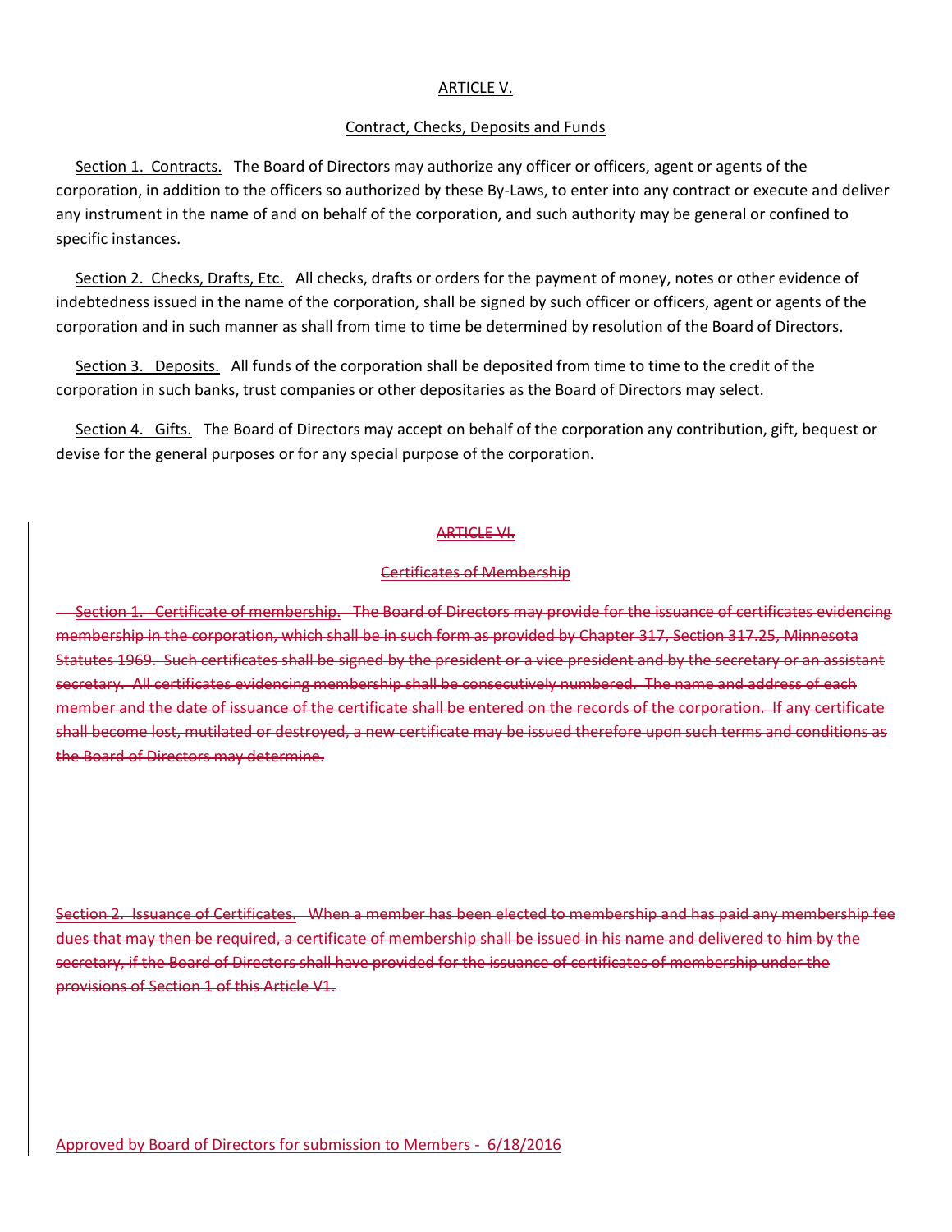ARTICLE V.

Contract, Checks, Deposits and Funds

Section 1. Contracts. The Board of Directors may authorize any officer or officers, agent or agents of the corporation, in addition to the officers so authorized by these By-Laws, to enter into any contract or execute and deliver any instrument in the name of and on behalf of the corporation, and such authority may be general or confined to specific instances.

Section 2. Checks, Drafts, Etc. All checks, drafts or orders for the payment of money, notes or other evidence of indebtedness issued in the name of the corporation, shall be signed by such officer or officers, agent or agents of the corporation and in such manner as shall from time to time be determined by resolution of the Board of Directors.

Section 3. Deposits. All funds of the corporation shall be deposited from time to time to the credit of the corporation in such banks, trust companies or other depositaries as the Board of Directors may select.

Section 4. Gifts. The Board of Directors may accept on behalf of the corporation any contribution, gift, bequest or devise for the general purposes or for any special purpose of the corporation.

~~ARTICLE VI.~~

~~Certificates of Membership~~

~~Section 1. Certificate of membership. The Board of Directors may provide for the issuance of certificates evidencing membership in the corporation, which shall be in such form as provided by Chapter 317, Section 317.25, Minnesota Statutes 1969. Such certificates shall be signed by the president or a vice president and by the secretary or an assistant secretary. All certificates evidencing membership shall be consecutively numbered. The name and address of each member and the date of issuance of the certificate shall be entered on the records of the corporation. If any certificate shall become lost, mutilated or destroyed, a new certificate may be issued therefore upon such terms and conditions as the Board of Directors may determine.~~

~~Section 2. Issuance of Certificates. When a member has been elected to membership and has paid any membership fee dues that may then be required, a certificate of membership shall be issued in his name and delivered to him by the secretary, if the Board of Directors shall have provided for the issuance of certificates of membership under the provisions of Section 1 of this Article V1.~~

Approved by Board of Directors for submission to Members - 6/18/2016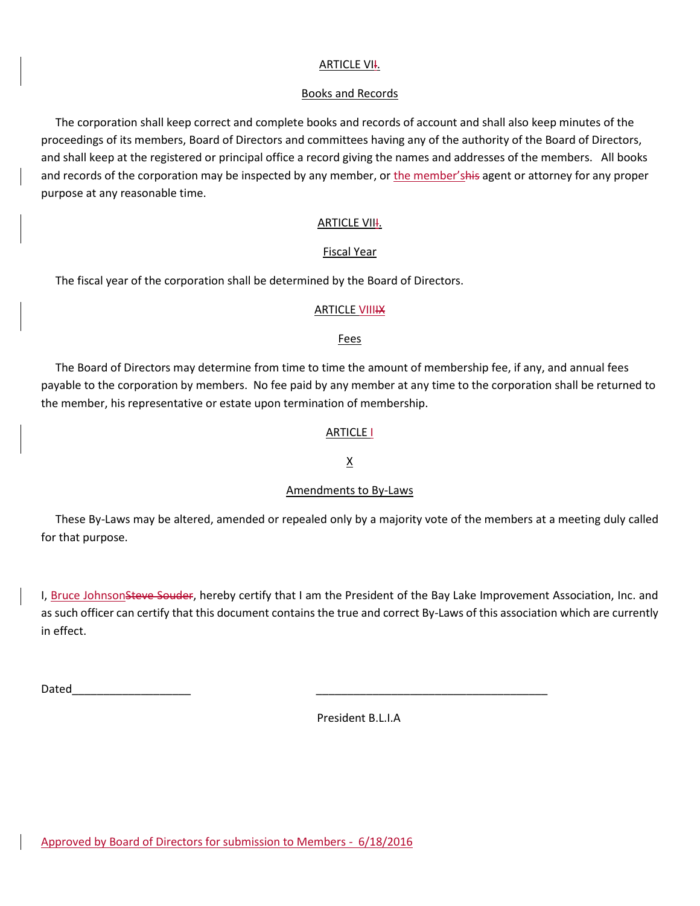ARTICLE VII.

Books and Records

The corporation shall keep correct and complete books and records of account and shall also keep minutes of the proceedings of its members, Board of Directors and committees having any of the authority of the Board of Directors, and shall keep at the registered or principal office a record giving the names and addresses of the members. All books and records of the corporation may be inspected by any member, or the member'shis agent or attorney for any proper purpose at any reasonable time.

ARTICLE VIII.

Fiscal Year

The fiscal year of the corporation shall be determined by the Board of Directors.

ARTICLE VIIIIX

Fees

The Board of Directors may determine from time to time the amount of membership fee, if any, and annual fees payable to the corporation by members. No fee paid by any member at any time to the corporation shall be returned to the member, his representative or estate upon termination of membership.

ARTICLE I

X

Amendments to By-Laws

These By-Laws may be altered, amended or repealed only by a majority vote of the members at a meeting duly called for that purpose.

I, Bruce JohnsonSteve Souder, hereby certify that I am the President of the Bay Lake Improvement Association, Inc. and as such officer can certify that this document contains the true and correct By-Laws of this association which are currently in effect.

Dated___________________ _____________________________________

President B.L.I.A

Approved by Board of Directors for submission to Members - 6/18/2016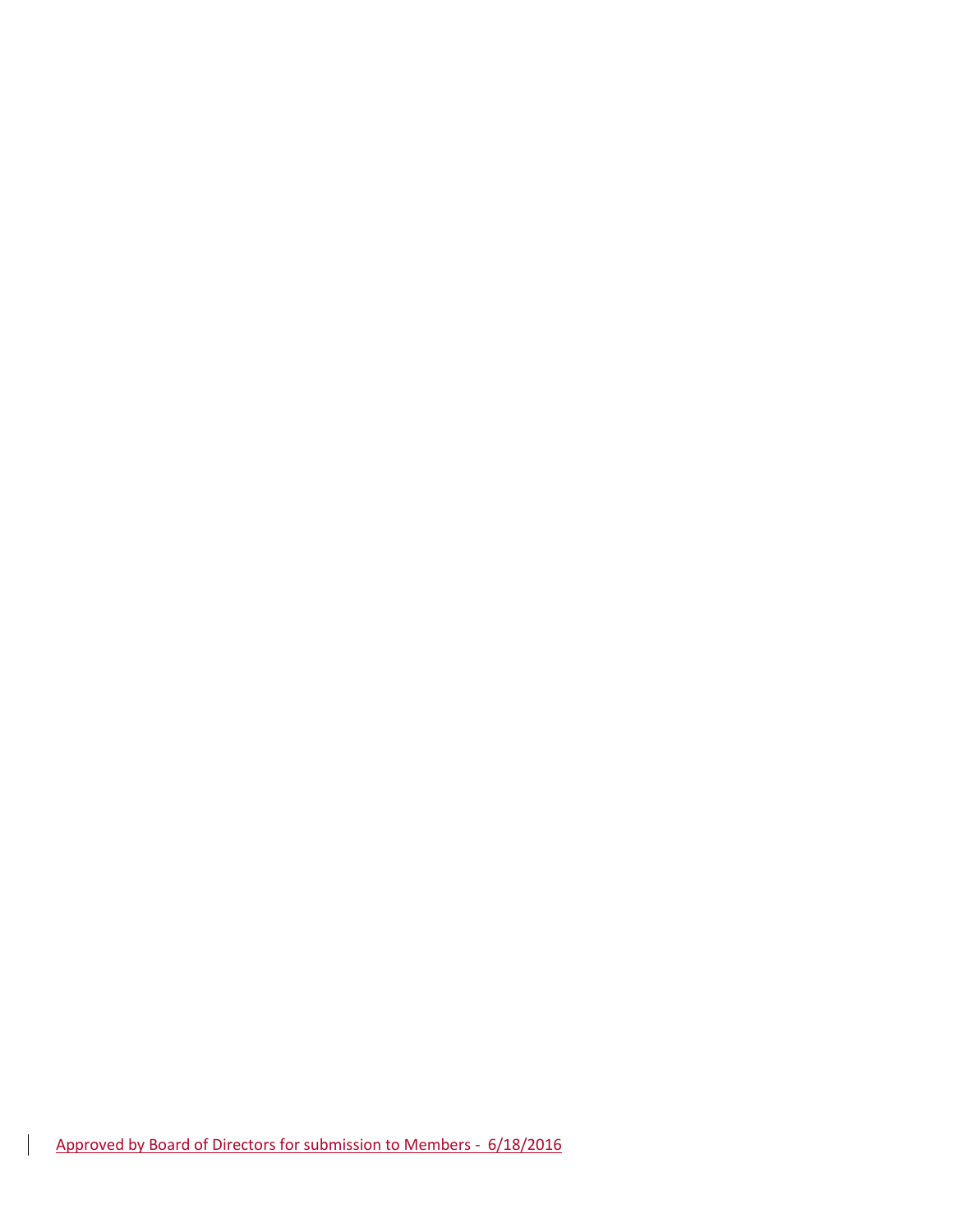Approved by Board of Directors for submission to Members - 6/18/2016